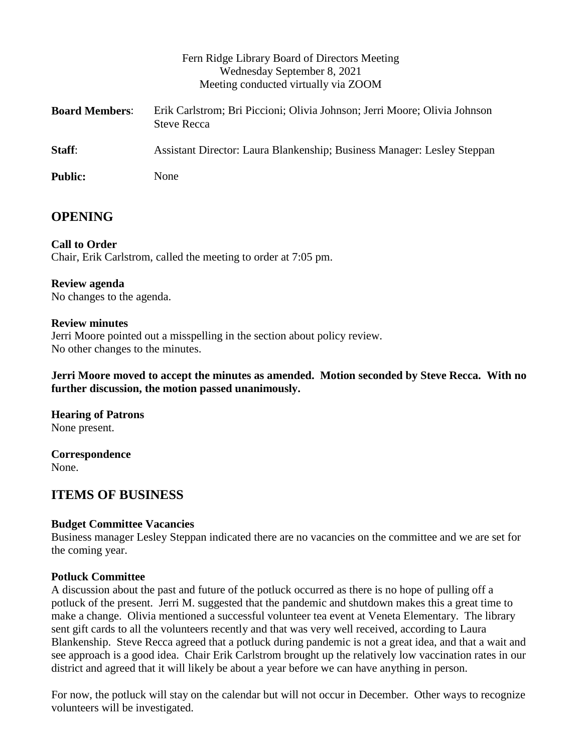Fern Ridge Library Board of Directors Meeting
Wednesday September 8, 2021
Meeting conducted virtually via ZOOM

**Board Members**: Erik Carlstrom; Bri Piccioni; Olivia Johnson; Jerri Moore; Olivia Johnson Steve Recca

**Staff**: Assistant Director: Laura Blankenship; Business Manager: Lesley Steppan

**Public:** None

## OPENING

**Call to Order**
Chair, Erik Carlstrom, called the meeting to order at 7:05 pm.

**Review agenda**
No changes to the agenda.

**Review minutes**
Jerri Moore pointed out a misspelling in the section about policy review.
No other changes to the minutes.

**Jerri Moore moved to accept the minutes as amended. Motion seconded by Steve Recca. With no further discussion, the motion passed unanimously.**

**Hearing of Patrons**
None present.

**Correspondence**
None.

## ITEMS OF BUSINESS

**Budget Committee Vacancies**
Business manager Lesley Steppan indicated there are no vacancies on the committee and we are set for the coming year.

**Potluck Committee**
A discussion about the past and future of the potluck occurred as there is no hope of pulling off a potluck of the present. Jerri M. suggested that the pandemic and shutdown makes this a great time to make a change. Olivia mentioned a successful volunteer tea event at Veneta Elementary. The library sent gift cards to all the volunteers recently and that was very well received, according to Laura Blankenship. Steve Recca agreed that a potluck during pandemic is not a great idea, and that a wait and see approach is a good idea. Chair Erik Carlstrom brought up the relatively low vaccination rates in our district and agreed that it will likely be about a year before we can have anything in person.

For now, the potluck will stay on the calendar but will not occur in December. Other ways to recognize volunteers will be investigated.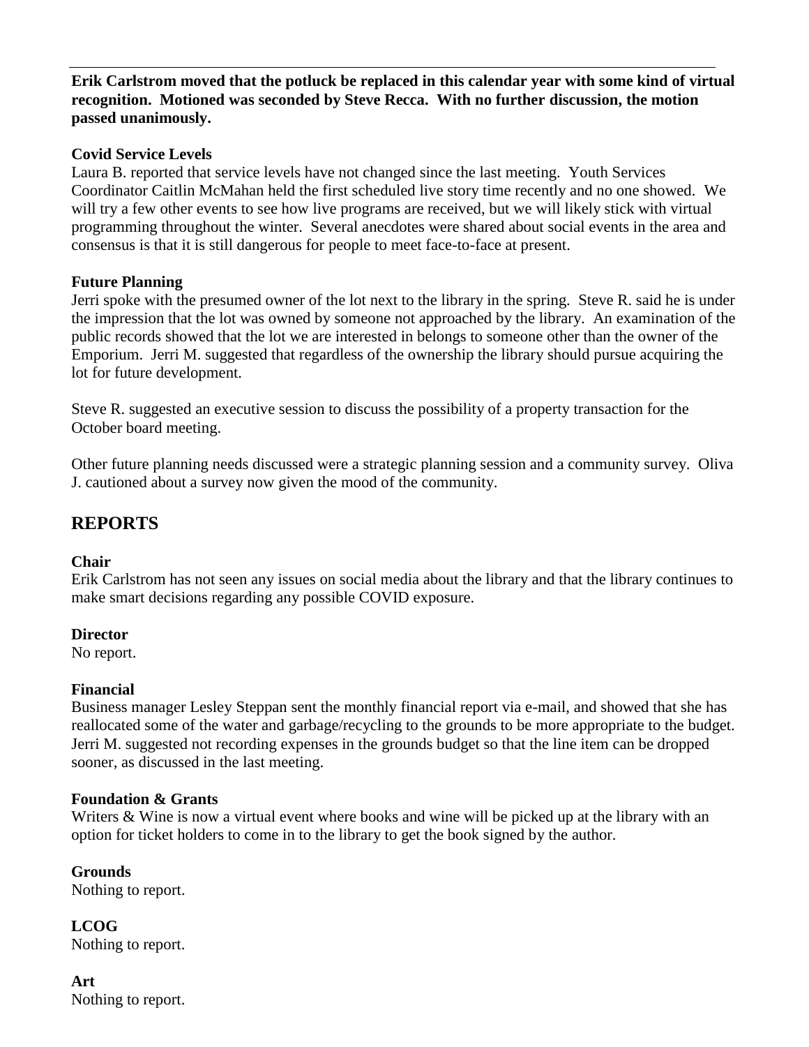**Erik Carlstrom moved that the potluck be replaced in this calendar year with some kind of virtual recognition. Motioned was seconded by Steve Recca. With no further discussion, the motion passed unanimously.**

**Covid Service Levels**

Laura B. reported that service levels have not changed since the last meeting. Youth Services Coordinator Caitlin McMahan held the first scheduled live story time recently and no one showed. We will try a few other events to see how live programs are received, but we will likely stick with virtual programming throughout the winter. Several anecdotes were shared about social events in the area and consensus is that it is still dangerous for people to meet face-to-face at present.

**Future Planning**

Jerri spoke with the presumed owner of the lot next to the library in the spring. Steve R. said he is under the impression that the lot was owned by someone not approached by the library. An examination of the public records showed that the lot we are interested in belongs to someone other than the owner of the Emporium. Jerri M. suggested that regardless of the ownership the library should pursue acquiring the lot for future development.

Steve R. suggested an executive session to discuss the possibility of a property transaction for the October board meeting.

Other future planning needs discussed were a strategic planning session and a community survey. Oliva J. cautioned about a survey now given the mood of the community.

## REPORTS

**Chair**

Erik Carlstrom has not seen any issues on social media about the library and that the library continues to make smart decisions regarding any possible COVID exposure.

**Director**

No report.

**Financial**

Business manager Lesley Steppan sent the monthly financial report via e-mail, and showed that she has reallocated some of the water and garbage/recycling to the grounds to be more appropriate to the budget. Jerri M. suggested not recording expenses in the grounds budget so that the line item can be dropped sooner, as discussed in the last meeting.

**Foundation & Grants**

Writers & Wine is now a virtual event where books and wine will be picked up at the library with an option for ticket holders to come in to the library to get the book signed by the author.

**Grounds**

Nothing to report.

**LCOG**

Nothing to report.

**Art**

Nothing to report.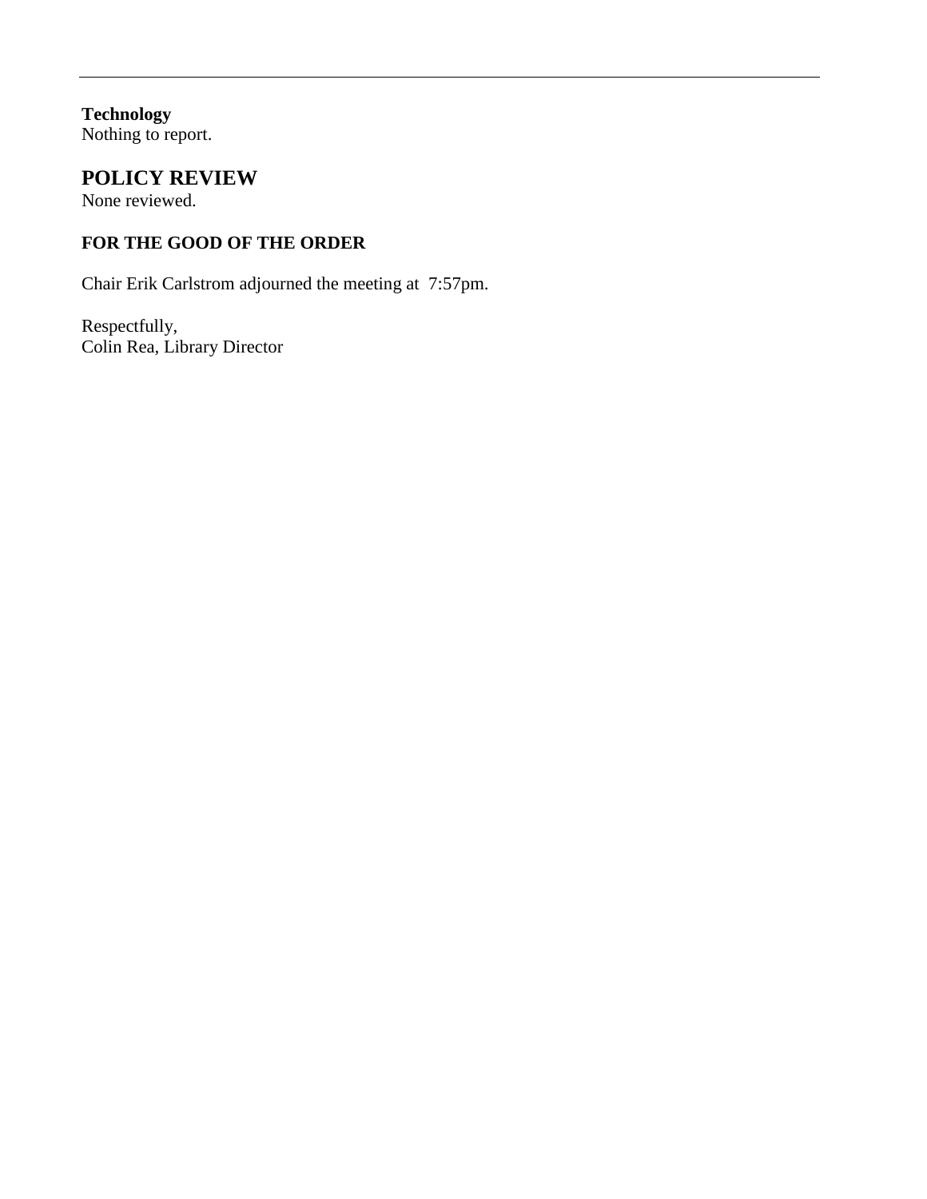**Technology**
Nothing to report.

## POLICY REVIEW

None reviewed.

**FOR THE GOOD OF THE ORDER**

Chair Erik Carlstrom adjourned the meeting at 7:57pm.

Respectfully,
Colin Rea, Library Director